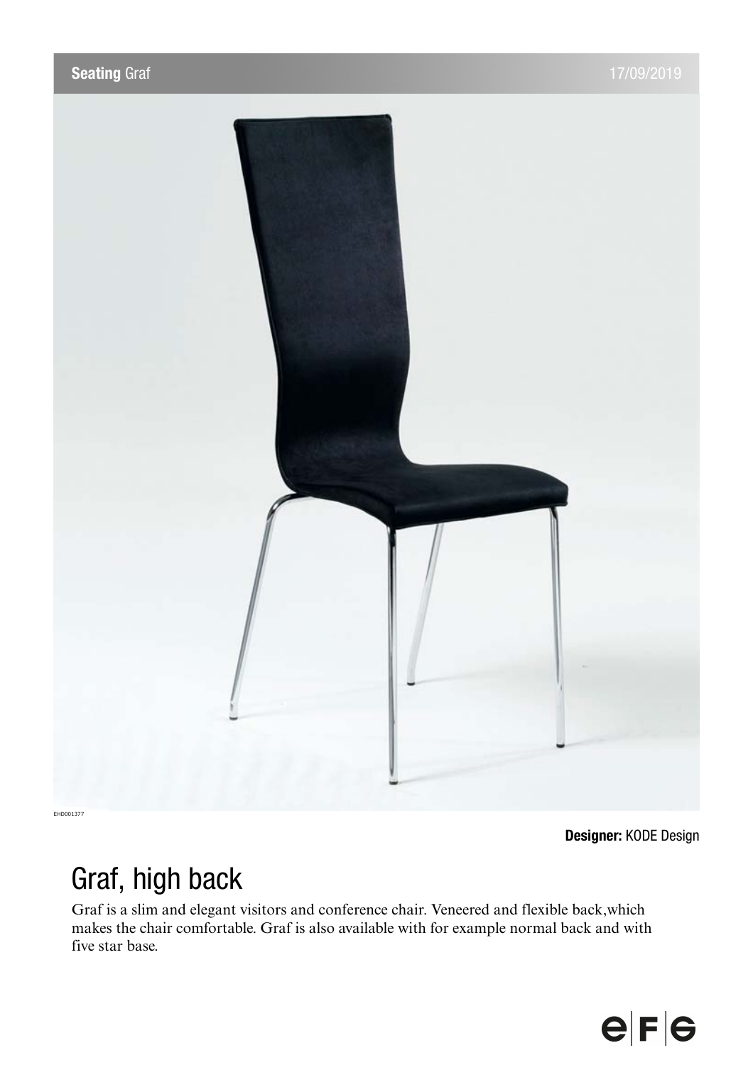**Seating** Graf 17/09/2019

EHD001377

**Designer:** KODE Design

# Graf, high back

Graf is a slim and elegant visitors and conference chair. Veneered and flexible back,which makes the chair comfortable. Graf is also available with for example normal back and with five star base.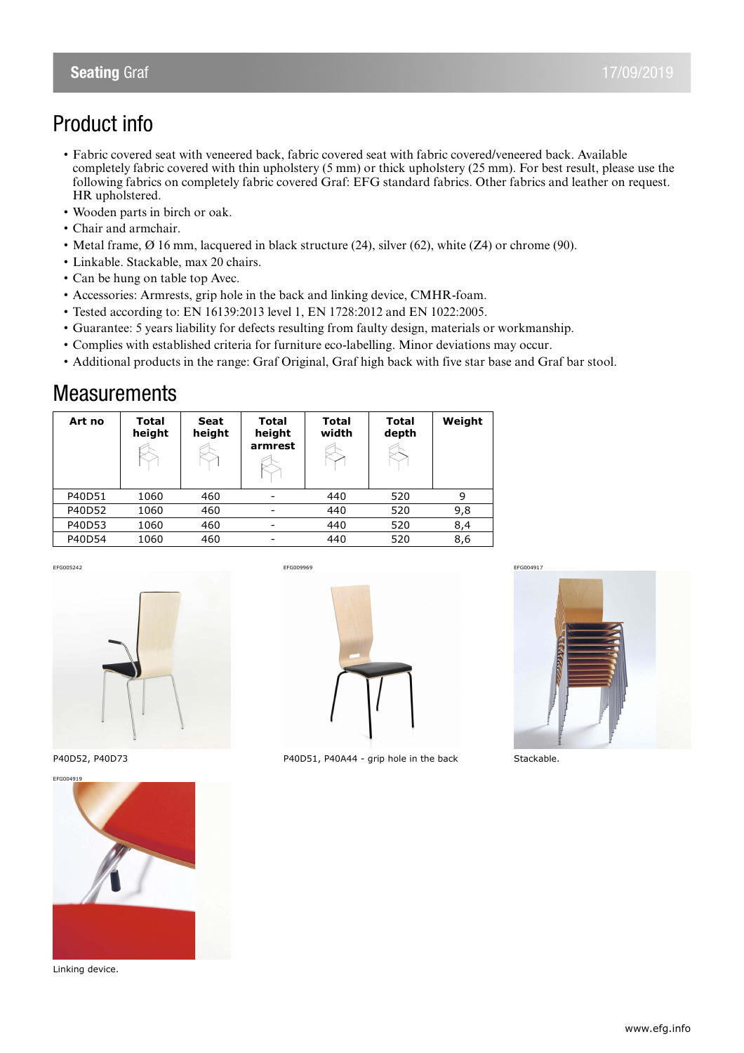# Product info

- Fabric covered seat with veneered back, fabric covered seat with fabric covered/veneered back. Available completely fabric covered with thin upholstery (5 mm) or thick upholstery (25 mm). For best result, please use the following fabrics on completely fabric covered Graf: EFG standard fabrics. Other fabrics and leather on request. HR upholstered.
- Wooden parts in birch or oak.
- Chair and armchair.
- Metal frame, Ø 16 mm, lacquered in black structure (24), silver (62), white (Z4) or chrome (90).
- Linkable. Stackable, max 20 chairs.
- Can be hung on table top Avec.
- Accessories: Armrests, grip hole in the back and linking device, CMHR-foam.
- Tested according to: EN 16139:2013 level 1, EN 1728:2012 and EN 1022:2005.
- Guarantee: 5 years liability for defects resulting from faulty design, materials or workmanship.
- Complies with established criteria for furniture eco-labelling. Minor deviations may occur.
- Additional products in the range: Graf Original, Graf high back with five star base and Graf bar stool.

# Measurements

| Art no | Total height | Seat height | Total height armrest | Total width | Total depth | Weight |
|---|---|---|---|---|---|---|
| P40D51 | 1060 | 460 | - | 440 | 520 | 9 |
| P40D52 | 1060 | 460 | - | 440 | 520 | 9,8 |
| P40D53 | 1060 | 460 | - | 440 | 520 | 8,4 |
| P40D54 | 1060 | 460 | - | 440 | 520 | 8,6 |

EFG005242

P40D52, P40D73

EFG009969

P40D51, P40A44 - grip hole in the back

EFG004917

Stackable.

EFG004919

Linking device.